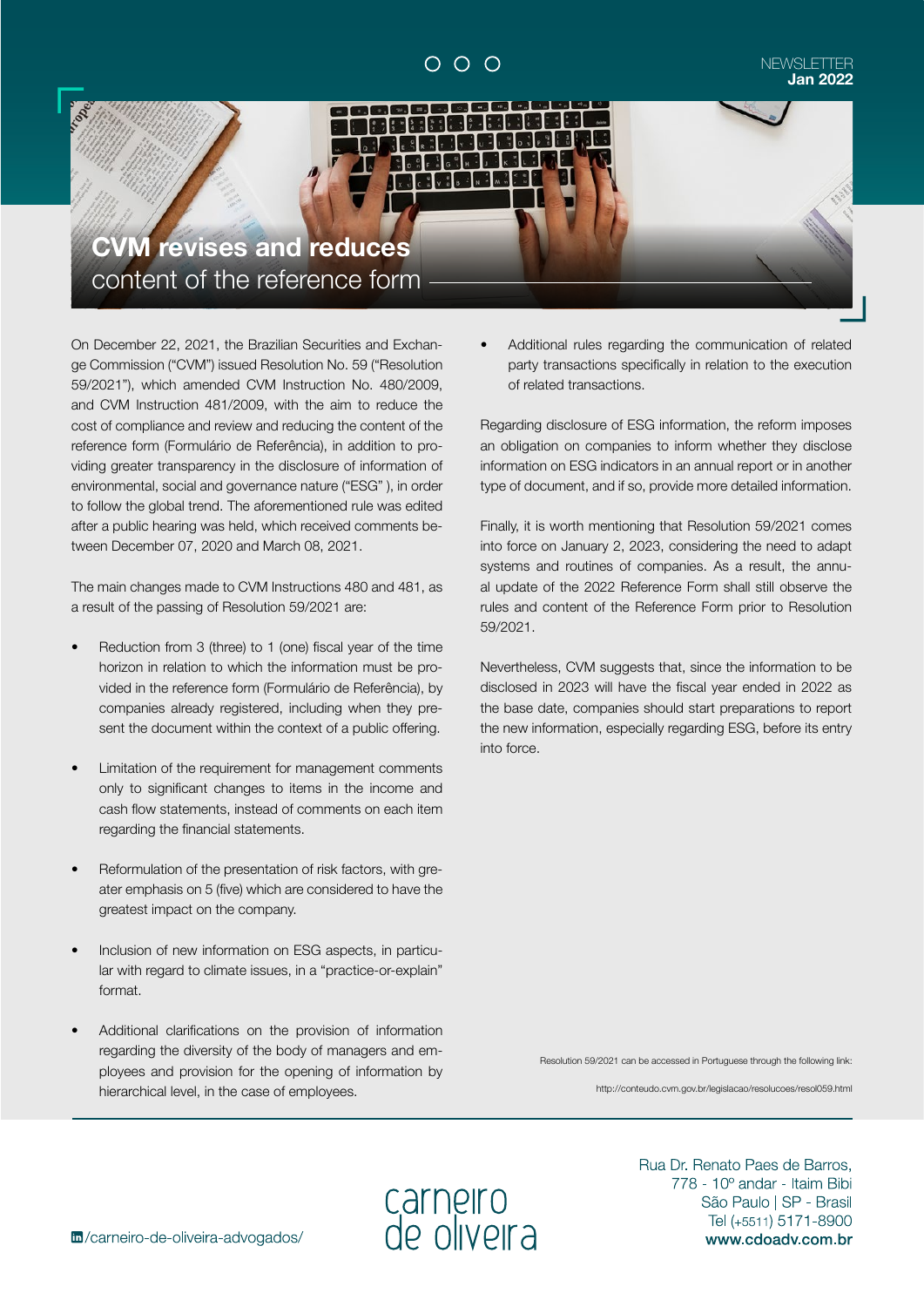NEWSLETTER
**Jan 2022**

# **CVM revises and reduces** content of the reference form

On December 22, 2021, the Brazilian Securities and Exchange Commission ("CVM") issued Resolution No. 59 ("Resolution 59/2021"), which amended CVM Instruction No. 480/2009, and CVM Instruction 481/2009, with the aim to reduce the cost of compliance and review and reducing the content of the reference form (Formulário de Referência), in addition to providing greater transparency in the disclosure of information of environmental, social and governance nature ("ESG" ), in order to follow the global trend. The aforementioned rule was edited after a public hearing was held, which received comments between December 07, 2020 and March 08, 2021.

The main changes made to CVM Instructions 480 and 481, as a result of the passing of Resolution 59/2021 are:

- Reduction from 3 (three) to 1 (one) fiscal year of the time horizon in relation to which the information must be provided in the reference form (Formulário de Referência), by companies already registered, including when they present the document within the context of a public offering.
- Limitation of the requirement for management comments only to significant changes to items in the income and cash flow statements, instead of comments on each item regarding the financial statements.
- Reformulation of the presentation of risk factors, with greater emphasis on 5 (five) which are considered to have the greatest impact on the company.
- Inclusion of new information on ESG aspects, in particular with regard to climate issues, in a "practice-or-explain" format.
- Additional clarifications on the provision of information regarding the diversity of the body of managers and employees and provision for the opening of information by hierarchical level, in the case of employees.
- Additional rules regarding the communication of related party transactions specifically in relation to the execution of related transactions.

Regarding disclosure of ESG information, the reform imposes an obligation on companies to inform whether they disclose information on ESG indicators in an annual report or in another type of document, and if so, provide more detailed information.

Finally, it is worth mentioning that Resolution 59/2021 comes into force on January 2, 2023, considering the need to adapt systems and routines of companies. As a result, the annual update of the 2022 Reference Form shall still observe the rules and content of the Reference Form prior to Resolution 59/2021.

Nevertheless, CVM suggests that, since the information to be disclosed in 2023 will have the fiscal year ended in 2022 as the base date, companies should start preparations to report the new information, especially regarding ESG, before its entry into force.

Resolution 59/2021 can be accessed in Portuguese through the following link:

http://conteudo.cvm.gov.br/legislacao/resolucoes/resol059.html

/carneiro-de-oliveira-advogados/

carneiro de oliveira

Rua Dr. Renato Paes de Barros,
778 - 10º andar - Itaim Bibi
São Paulo | SP - Brasil
Tel (+5511) 5171-8900
**www.cdoadv.com.br**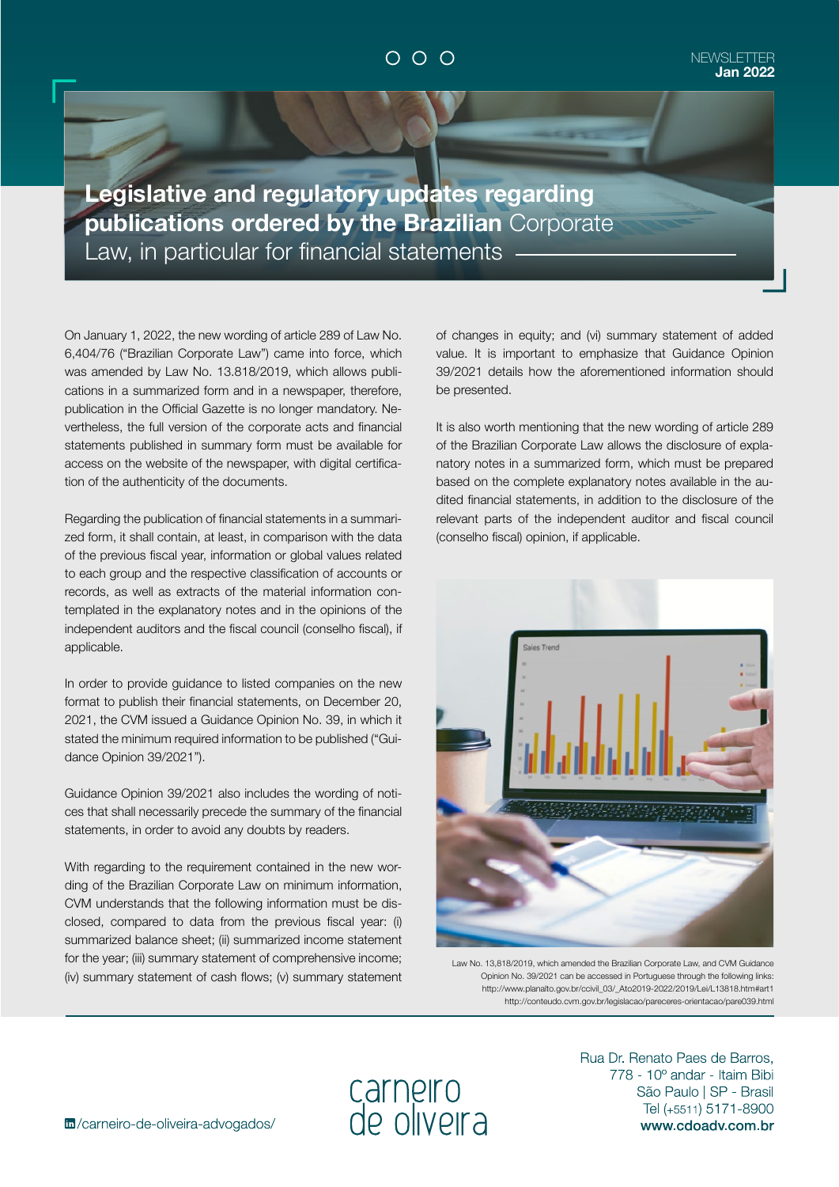# Legislative and regulatory updates regarding publications ordered by the Brazilian Corporate Law, in particular for financial statements

On January 1, 2022, the new wording of article 289 of Law No. 6,404/76 ("Brazilian Corporate Law") came into force, which was amended by Law No. 13.818/2019, which allows publications in a summarized form and in a newspaper, therefore, publication in the Official Gazette is no longer mandatory. Nevertheless, the full version of the corporate acts and financial statements published in summary form must be available for access on the website of the newspaper, with digital certification of the authenticity of the documents.

Regarding the publication of financial statements in a summarized form, it shall contain, at least, in comparison with the data of the previous fiscal year, information or global values related to each group and the respective classification of accounts or records, as well as extracts of the material information contemplated in the explanatory notes and in the opinions of the independent auditors and the fiscal council (conselho fiscal), if applicable.

In order to provide guidance to listed companies on the new format to publish their financial statements, on December 20, 2021, the CVM issued a Guidance Opinion No. 39, in which it stated the minimum required information to be published ("Guidance Opinion 39/2021").

Guidance Opinion 39/2021 also includes the wording of notices that shall necessarily precede the summary of the financial statements, in order to avoid any doubts by readers.

With regarding to the requirement contained in the new wording of the Brazilian Corporate Law on minimum information, CVM understands that the following information must be disclosed, compared to data from the previous fiscal year: (i) summarized balance sheet; (ii) summarized income statement for the year; (iii) summary statement of comprehensive income; (iv) summary statement of cash flows; (v) summary statement of changes in equity; and (vi) summary statement of added value. It is important to emphasize that Guidance Opinion 39/2021 details how the aforementioned information should be presented.

It is also worth mentioning that the new wording of article 289 of the Brazilian Corporate Law allows the disclosure of explanatory notes in a summarized form, which must be prepared based on the complete explanatory notes available in the audited financial statements, in addition to the disclosure of the relevant parts of the independent auditor and fiscal council (conselho fiscal) opinion, if applicable.

Law No. 13,818/2019, which amended the Brazilian Corporate Law, and CVM Guidance Opinion No. 39/2021 can be accessed in Portuguese through the following links:
http://www.planalto.gov.br/ccivil_03/_Ato2019-2022/2019/Lei/L13818.htm#art1
http://conteudo.cvm.gov.br/legislacao/pareceres-orientacao/pare039.html

/carneiro-de-oliveira-advogados/

carneiro de oliveira

Rua Dr. Renato Paes de Barros,
778 - 10º andar - Itaim Bibi
São Paulo | SP - Brasil
Tel (+5511) 5171-8900
**www.cdoadv.com.br**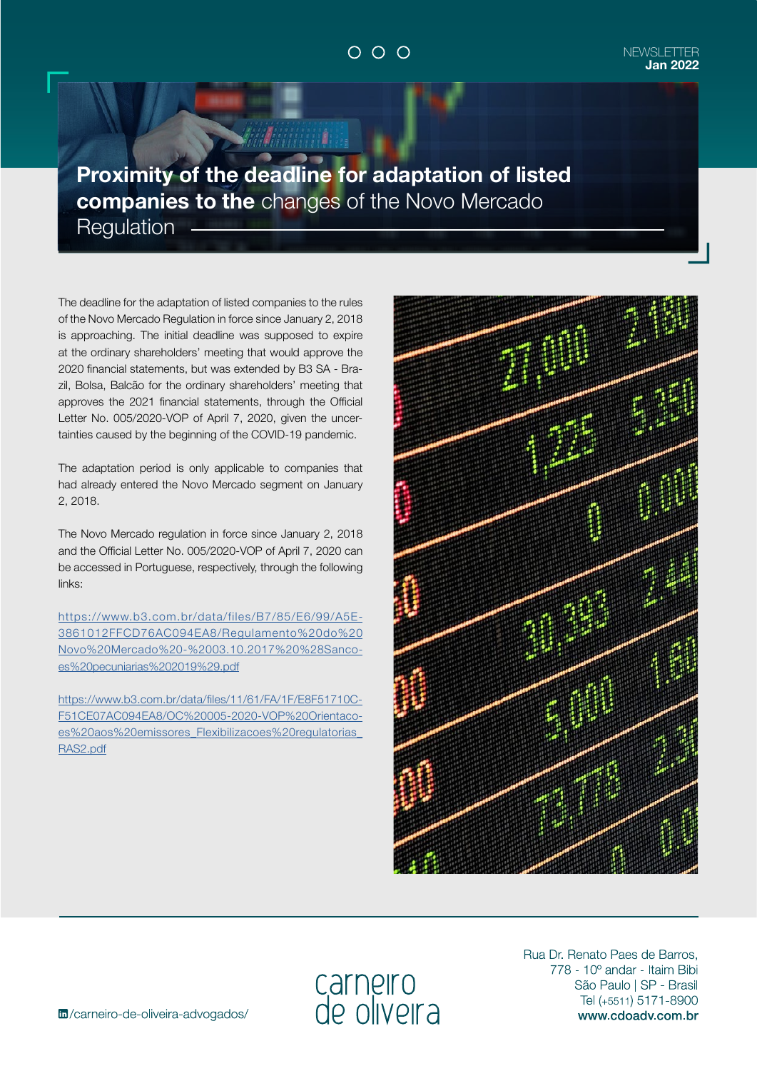# **Proximity of the deadline for adaptation of listed companies to the** changes of the Novo Mercado Regulation

The deadline for the adaptation of listed companies to the rules of the Novo Mercado Regulation in force since January 2, 2018 is approaching. The initial deadline was supposed to expire at the ordinary shareholders' meeting that would approve the 2020 financial statements, but was extended by B3 SA - Brazil, Bolsa, Balcão for the ordinary shareholders' meeting that approves the 2021 financial statements, through the Official Letter No. 005/2020-VOP of April 7, 2020, given the uncertainties caused by the beginning of the COVID-19 pandemic.

The adaptation period is only applicable to companies that had already entered the Novo Mercado segment on January 2, 2018.

The Novo Mercado regulation in force since January 2, 2018 and the Official Letter No. 005/2020-VOP of April 7, 2020 can be accessed in Portuguese, respectively, through the following links:

https://www.b3.com.br/data/files/B7/85/E6/99/A5E3861012FFCD76AC094EA8/Regulamento%20do%20Novo%20Mercado%20-%2003.10.2017%20%28Sancoes%20pecuniarias%202019%29.pdf

https://www.b3.com.br/data/files/11/61/FA/1F/E8F51710CF51CE07AC094EA8/OC%20005-2020-VOP%20Orientacoes%20aos%20emissores_Flexibilizacoes%20regulatorias_RAS2.pdf

/carneiro-de-oliveira-advogados/

carneiro de oliveira

Rua Dr. Renato Paes de Barros, 778 - 10º andar - Itaim Bibi
São Paulo | SP - Brasil
Tel (+5511) 5171-8900
**www.cdoadv.com.br**